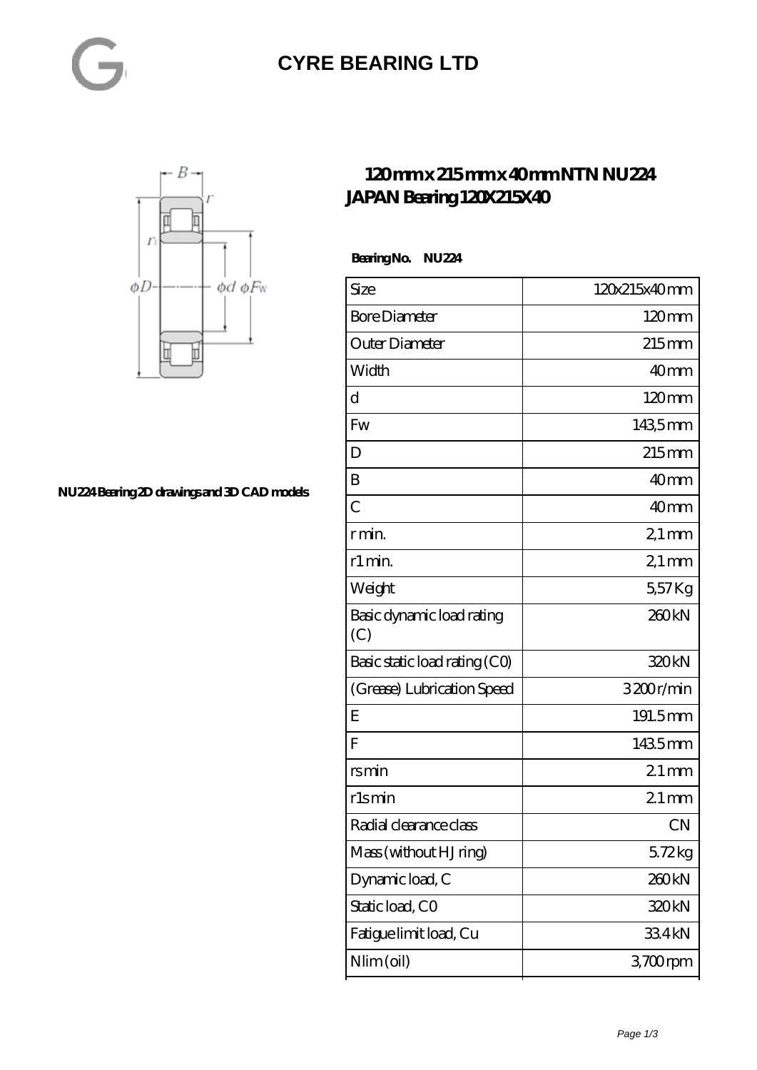# CYRE BEARING LTD

## 120 mm x 215 mm x 40 mm NTN NU224 JAPAN Bearing 120X215X40

NU224 Bearing 2D drawings and 3D CAD models

**Bearing No. NU224**

| Size | 120x215x40 mm |
|---|---|
| Bore Diameter | 120 mm |
| Outer Diameter | 215 mm |
| Width | 40 mm |
| d | 120 mm |
| Fw | 143,5 mm |
| D | 215 mm |
| B | 40 mm |
| C | 40 mm |
| r min. | 2,1 mm |
| r1 min. | 2,1 mm |
| Weight | 5,57 Kg |
| Basic dynamic load rating (C) | 260 kN |
| Basic static load rating (C0) | 320 kN |
| (Grease) Lubrication Speed | 3 200 r/min |
| E | 191.5 mm |
| F | 143.5 mm |
| rs min | 2.1 mm |
| r1s min | 2.1 mm |
| Radial clearance class | CN |
| Mass (without HJ ring) | 5.72 kg |
| Dynamic load, C | 260 kN |
| Static load, C0 | 320 kN |
| Fatigue limit load, Cu | 33.4 kN |
| Nlim (oil) | 3,700 rpm |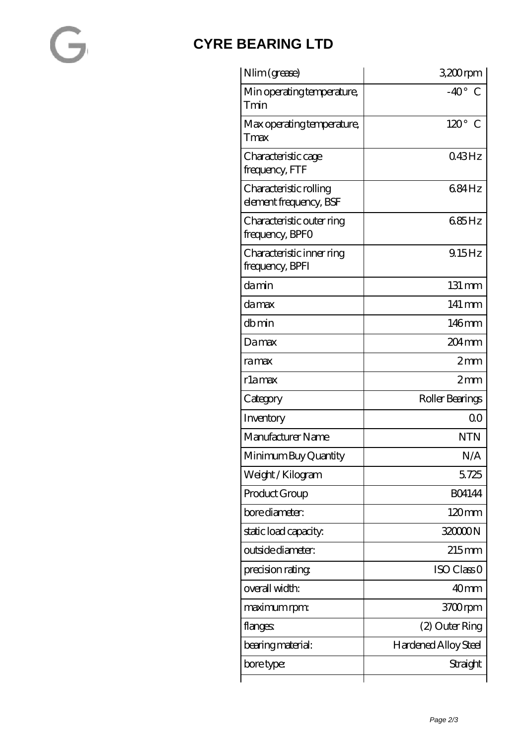# CYRE BEARING LTD

| Nlim (grease) | 3,200 rpm |
|---|---|
| Min operating temperature, Tmin | -40 ° C |
| Max operating temperature, Tmax | 120 ° C |
| Characteristic cage frequency, FTF | 0.43 Hz |
| Characteristic rolling element frequency, BSF | 6.84 Hz |
| Characteristic outer ring frequency, BPFO | 6.85 Hz |
| Characteristic inner ring frequency, BPFI | 9.15 Hz |
| da min | 131 mm |
| da max | 141 mm |
| db min | 146 mm |
| Da max | 204 mm |
| ra max | 2 mm |
| r1a max | 2 mm |
| Category | Roller Bearings |
| Inventory | 0.0 |
| Manufacturer Name | NTN |
| Minimum Buy Quantity | N/A |
| Weight / Kilogram | 5.725 |
| Product Group | B04144 |
| bore diameter: | 120 mm |
| static load capacity: | 320000 N |
| outside diameter: | 215 mm |
| precision rating: | ISO Class 0 |
| overall width: | 40 mm |
| maximum rpm: | 3700 rpm |
| flanges: | (2) Outer Ring |
| bearing material: | Hardened Alloy Steel |
| bore type: | Straight |
| | |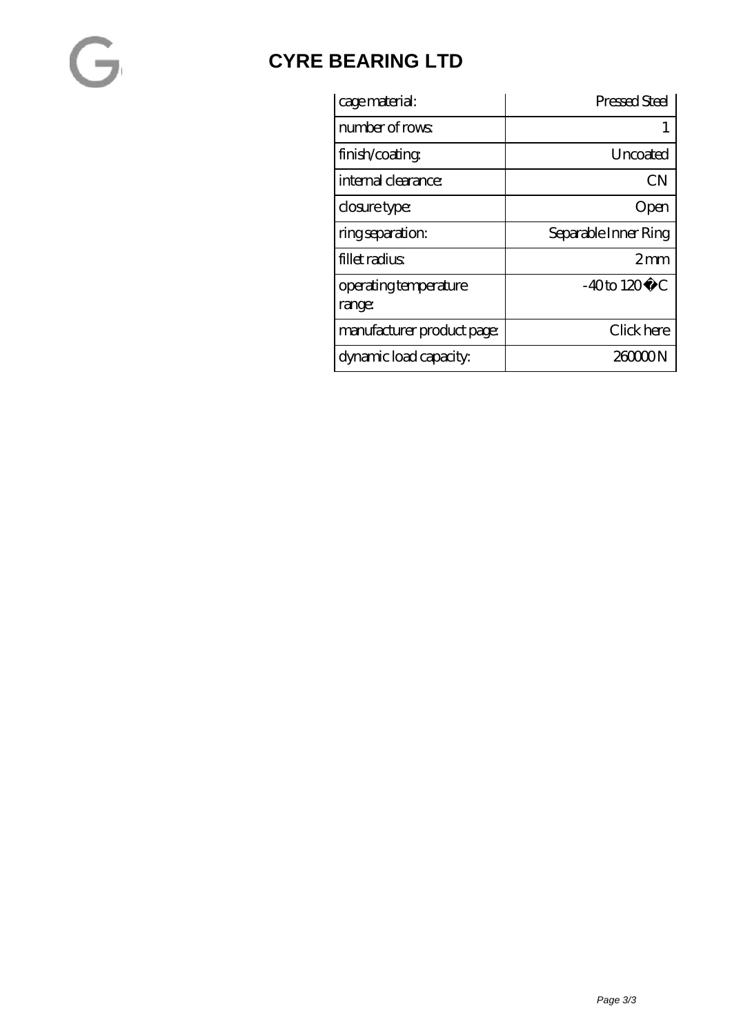| | |
|---|---|
| cage material: | Pressed Steel |
| number of rows: | 1 |
| finish/coating: | Uncoated |
| internal clearance: | CN |
| closure type: | Open |
| ring separation: | Separable Inner Ring |
| fillet radius: | 2 mm |
| operating temperature range: | -40 to 120 �C |
| manufacturer product page: | Click here |
| dynamic load capacity: | 260000 N |